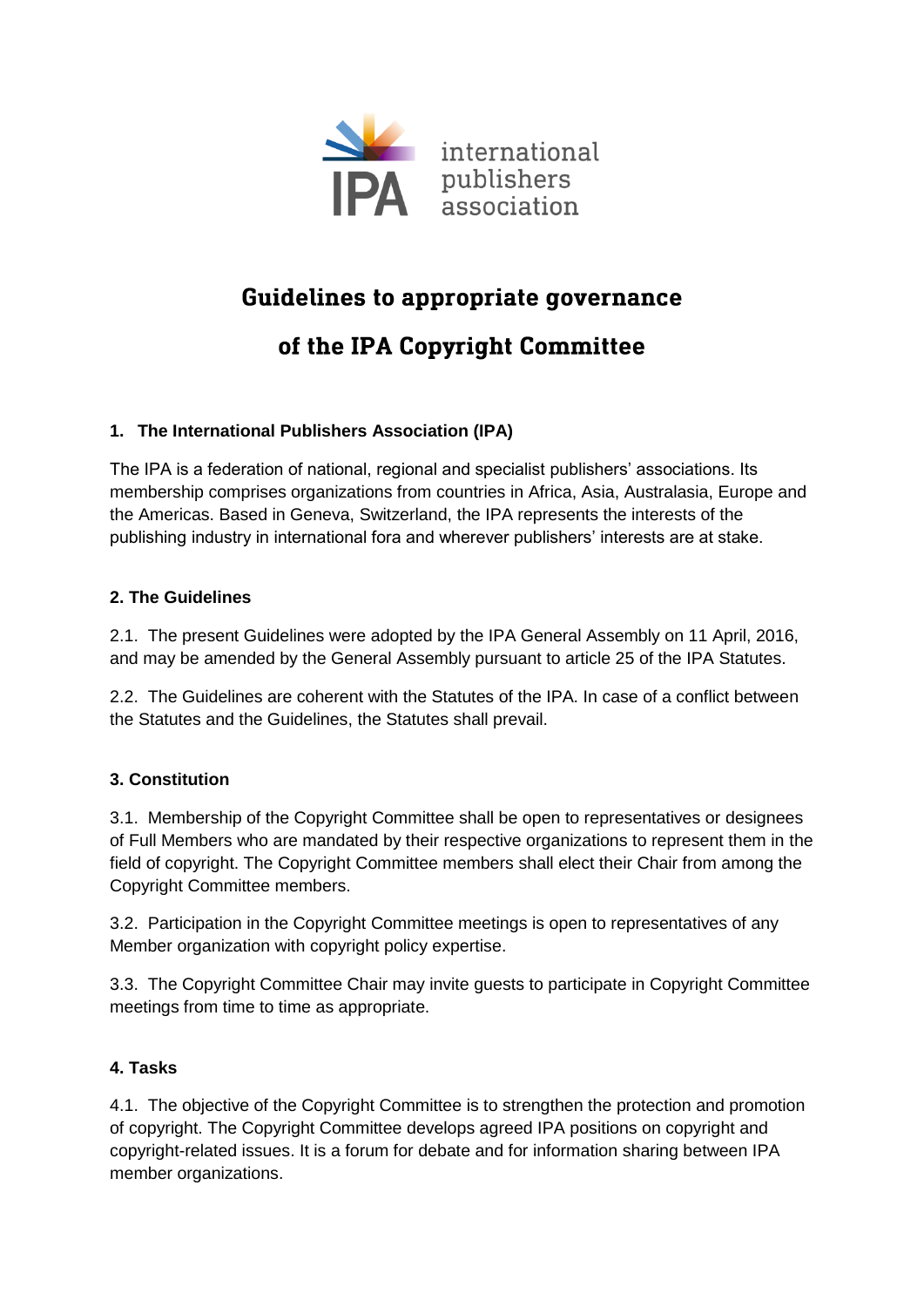# Guidelines to appropriate governance of the IPA Copyright Committee

### 1. The International Publishers Association (IPA)

The IPA is a federation of national, regional and specialist publishers' associations. Its membership comprises organizations from countries in Africa, Asia, Australasia, Europe and the Americas. Based in Geneva, Switzerland, the IPA represents the interests of the publishing industry in international fora and wherever publishers' interests are at stake.

### 2. The Guidelines

2.1. The present Guidelines were adopted by the IPA General Assembly on 11 April, 2016, and may be amended by the General Assembly pursuant to article 25 of the IPA Statutes.

2.2. The Guidelines are coherent with the Statutes of the IPA. In case of a conflict between the Statutes and the Guidelines, the Statutes shall prevail.

### 3. Constitution

3.1. Membership of the Copyright Committee shall be open to representatives or designees of Full Members who are mandated by their respective organizations to represent them in the field of copyright. The Copyright Committee members shall elect their Chair from among the Copyright Committee members.

3.2. Participation in the Copyright Committee meetings is open to representatives of any Member organization with copyright policy expertise.

3.3. The Copyright Committee Chair may invite guests to participate in Copyright Committee meetings from time to time as appropriate.

### 4. Tasks

4.1. The objective of the Copyright Committee is to strengthen the protection and promotion of copyright. The Copyright Committee develops agreed IPA positions on copyright and copyright-related issues. It is a forum for debate and for information sharing between IPA member organizations.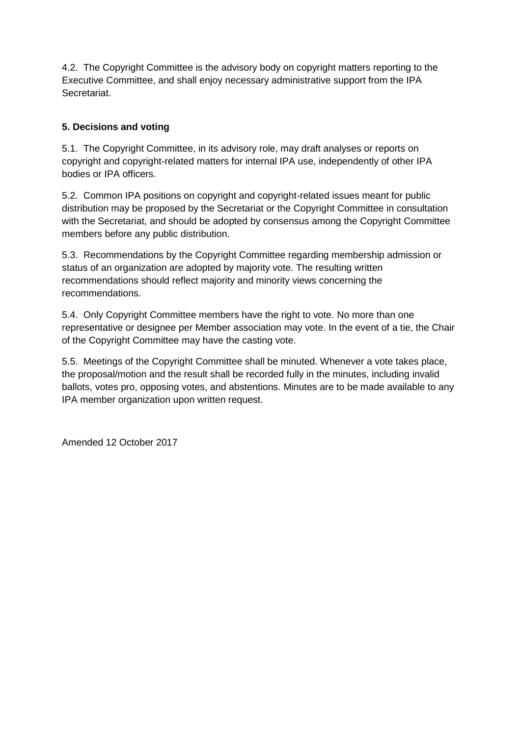4.2. The Copyright Committee is the advisory body on copyright matters reporting to the Executive Committee, and shall enjoy necessary administrative support from the IPA Secretariat.

**5. Decisions and voting**

5.1. The Copyright Committee, in its advisory role, may draft analyses or reports on copyright and copyright-related matters for internal IPA use, independently of other IPA bodies or IPA officers.

5.2. Common IPA positions on copyright and copyright-related issues meant for public distribution may be proposed by the Secretariat or the Copyright Committee in consultation with the Secretariat, and should be adopted by consensus among the Copyright Committee members before any public distribution.

5.3. Recommendations by the Copyright Committee regarding membership admission or status of an organization are adopted by majority vote. The resulting written recommendations should reflect majority and minority views concerning the recommendations.

5.4. Only Copyright Committee members have the right to vote. No more than one representative or designee per Member association may vote. In the event of a tie, the Chair of the Copyright Committee may have the casting vote.

5.5. Meetings of the Copyright Committee shall be minuted. Whenever a vote takes place, the proposal/motion and the result shall be recorded fully in the minutes, including invalid ballots, votes pro, opposing votes, and abstentions. Minutes are to be made available to any IPA member organization upon written request.

Amended 12 October 2017